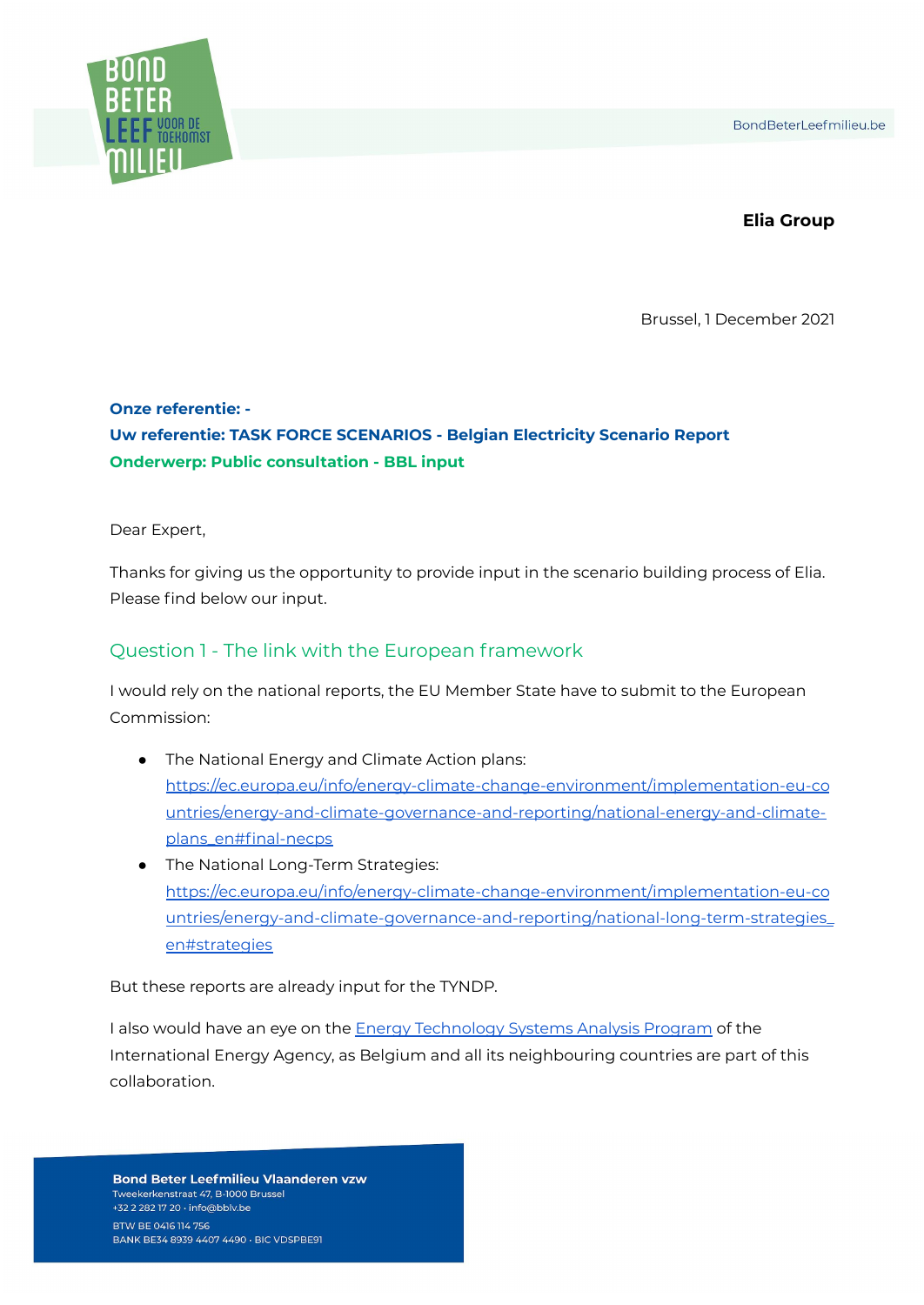**Elia Group**

Brussel, 1 December 2021

**Onze referentie: -**
**Uw referentie: TASK FORCE SCENARIOS - Belgian Electricity Scenario Report**
**Onderwerp: Public consultation - BBL input**

Dear Expert,

Thanks for giving us the opportunity to provide input in the scenario building process of Elia. Please find below our input.

## Question 1 - The link with the European framework

I would rely on the national reports, the EU Member State have to submit to the European Commission:

- The National Energy and Climate Action plans: https://ec.europa.eu/info/energy-climate-change-environment/implementation-eu-countries/energy-and-climate-governance-and-reporting/national-energy-and-climate-plans_en#final-necps
- The National Long-Term Strategies: https://ec.europa.eu/info/energy-climate-change-environment/implementation-eu-countries/energy-and-climate-governance-and-reporting/national-long-term-strategies_en#strategies

But these reports are already input for the TYNDP.

I also would have an eye on the Energy Technology Systems Analysis Program of the International Energy Agency, as Belgium and all its neighbouring countries are part of this collaboration.

**Bond Beter Leefmilieu Vlaanderen vzw**
Tweekerkenstraat 47, B-1000 Brussel
+32 2 282 17 20 · info@bblv.be
BTW BE 0416 114 756
BANK BE34 8939 4407 4490 · BIC VDSPBE91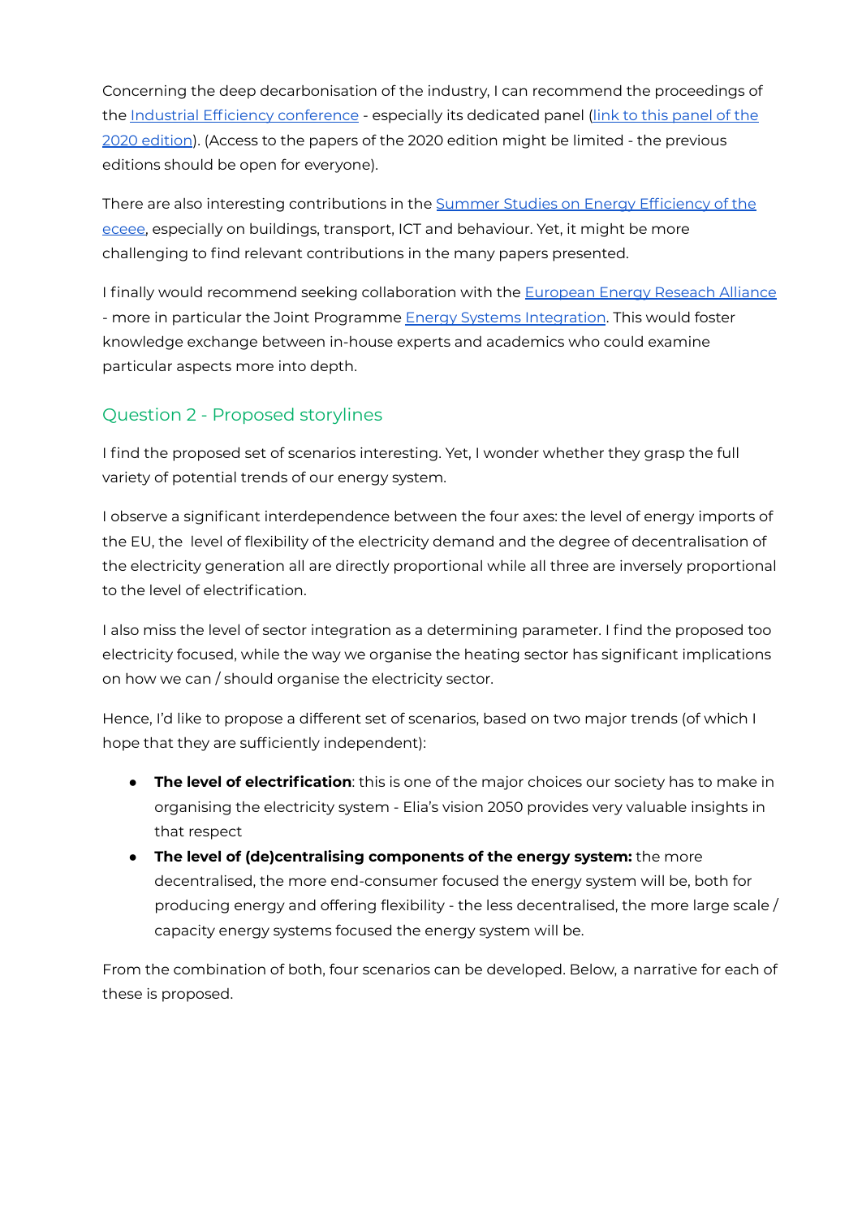Concerning the deep decarbonisation of the industry, I can recommend the proceedings of the Industrial Efficiency conference - especially its dedicated panel (link to this panel of the 2020 edition). (Access to the papers of the 2020 edition might be limited - the previous editions should be open for everyone).

There are also interesting contributions in the Summer Studies on Energy Efficiency of the eceee, especially on buildings, transport, ICT and behaviour. Yet, it might be more challenging to find relevant contributions in the many papers presented.

I finally would recommend seeking collaboration with the European Energy Reseach Alliance - more in particular the Joint Programme Energy Systems Integration. This would foster knowledge exchange between in-house experts and academics who could examine particular aspects more into depth.

## Question 2 - Proposed storylines

I find the proposed set of scenarios interesting. Yet, I wonder whether they grasp the full variety of potential trends of our energy system.

I observe a significant interdependence between the four axes: the level of energy imports of the EU, the  level of flexibility of the electricity demand and the degree of decentralisation of the electricity generation all are directly proportional while all three are inversely proportional to the level of electrification.

I also miss the level of sector integration as a determining parameter. I find the proposed too electricity focused, while the way we organise the heating sector has significant implications on how we can / should organise the electricity sector.

Hence, I'd like to propose a different set of scenarios, based on two major trends (of which I hope that they are sufficiently independent):

- **The level of electrification**: this is one of the major choices our society has to make in organising the electricity system - Elia's vision 2050 provides very valuable insights in that respect
- **The level of (de)centralising components of the energy system:** the more decentralised, the more end-consumer focused the energy system will be, both for producing energy and offering flexibility - the less decentralised, the more large scale / capacity energy systems focused the energy system will be.

From the combination of both, four scenarios can be developed. Below, a narrative for each of these is proposed.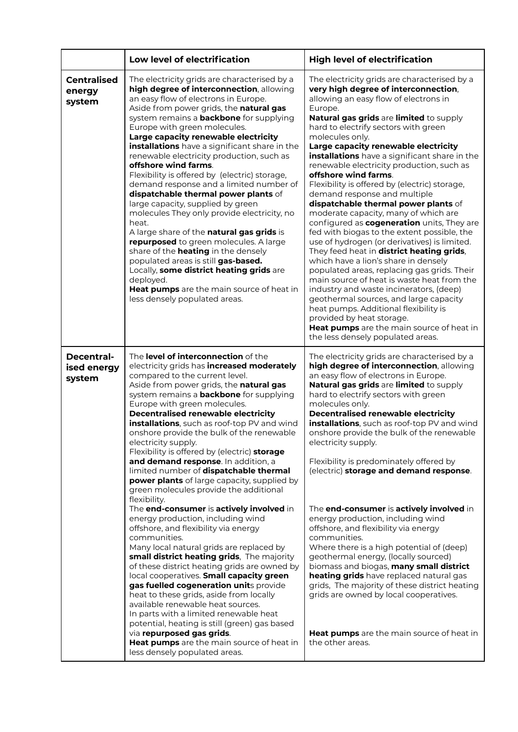| | Low level of electrification | High level of electrification |
|---|---|---|
| **Centralised energy system** | The electricity grids are characterised by a **high degree of interconnection**, allowing an easy flow of electrons in Europe.<br>Aside from power grids, the **natural gas** system remains a **backbone** for supplying Europe with green molecules.<br>**Large capacity renewable electricity installations** have a significant share in the renewable electricity production, such as **offshore wind farms**.<br>Flexibility is offered by (electric) storage, demand response and a limited number of **dispatchable thermal power plants** of large capacity, supplied by green molecules They only provide electricity, no heat.<br>A large share of the **natural gas grids** is **repurposed** to green molecules. A large share of the **heating** in the densely populated areas is still **gas-based.**<br>Locally, **some district heating grids** are deployed.<br>**Heat pumps** are the main source of heat in less densely populated areas. | The electricity grids are characterised by a **very high degree of interconnection**, allowing an easy flow of electrons in Europe.<br>**Natural gas grids** are **limited** to supply hard to electrify sectors with green molecules only.<br>**Large capacity renewable electricity installations** have a significant share in the renewable electricity production, such as **offshore wind farms**.<br>Flexibility is offered by (electric) storage, demand response and multiple **dispatchable thermal power plants** of moderate capacity, many of which are configured as **cogeneration** units, They are fed with biogas to the extent possible, the use of hydrogen (or derivatives) is limited. They feed heat in **district heating grids**, which have a lion's share in densely populated areas, replacing gas grids. Their main source of heat is waste heat from the industry and waste incinerators, (deep) geothermal sources, and large capacity heat pumps. Additional flexibility is provided by heat storage.<br>**Heat pumps** are the main source of heat in the less densely populated areas. |
| **Decentral-ised energy system** | The **level of interconnection** of the electricity grids has **increased moderately** compared to the current level.<br>Aside from power grids, the **natural gas** system remains a **backbone** for supplying Europe with green molecules.<br>**Decentralised renewable electricity installations**, such as roof-top PV and wind onshore provide the bulk of the renewable electricity supply.<br>Flexibility is offered by (electric) **storage and demand response**. In addition, a limited number of **dispatchable thermal power plants** of large capacity, supplied by green molecules provide the additional flexibility.<br>The **end-consumer** is **actively involved** in energy production, including wind offshore, and flexibility via energy communities.<br>Many local natural grids are replaced by **small district heating grids**, The majority of these district heating grids are owned by local cooperatives. **Small capacity green gas fuelled cogeneration unit**s provide heat to these grids, aside from locally available renewable heat sources.<br>In parts with a limited renewable heat potential, heating is still (green) gas based via **repurposed gas grids**.<br>**Heat pumps** are the main source of heat in less densely populated areas. | The electricity grids are characterised by a **high degree of interconnection**, allowing an easy flow of electrons in Europe.<br>**Natural gas grids** are **limited** to supply hard to electrify sectors with green molecules only.<br>**Decentralised renewable electricity installations**, such as roof-top PV and wind onshore provide the bulk of the renewable electricity supply.<br><br>Flexibility is predominately offered by (electric) **storage and demand response**.<br><br>The **end-consumer** is **actively involved** in energy production, including wind offshore, and flexibility via energy communities.<br>Where there is a high potential of (deep) geothermal energy, (locally sourced) biomass and biogas, **many small district heating grids** have replaced natural gas grids, The majority of these district heating grids are owned by local cooperatives.<br><br>**Heat pumps** are the main source of heat in the other areas. |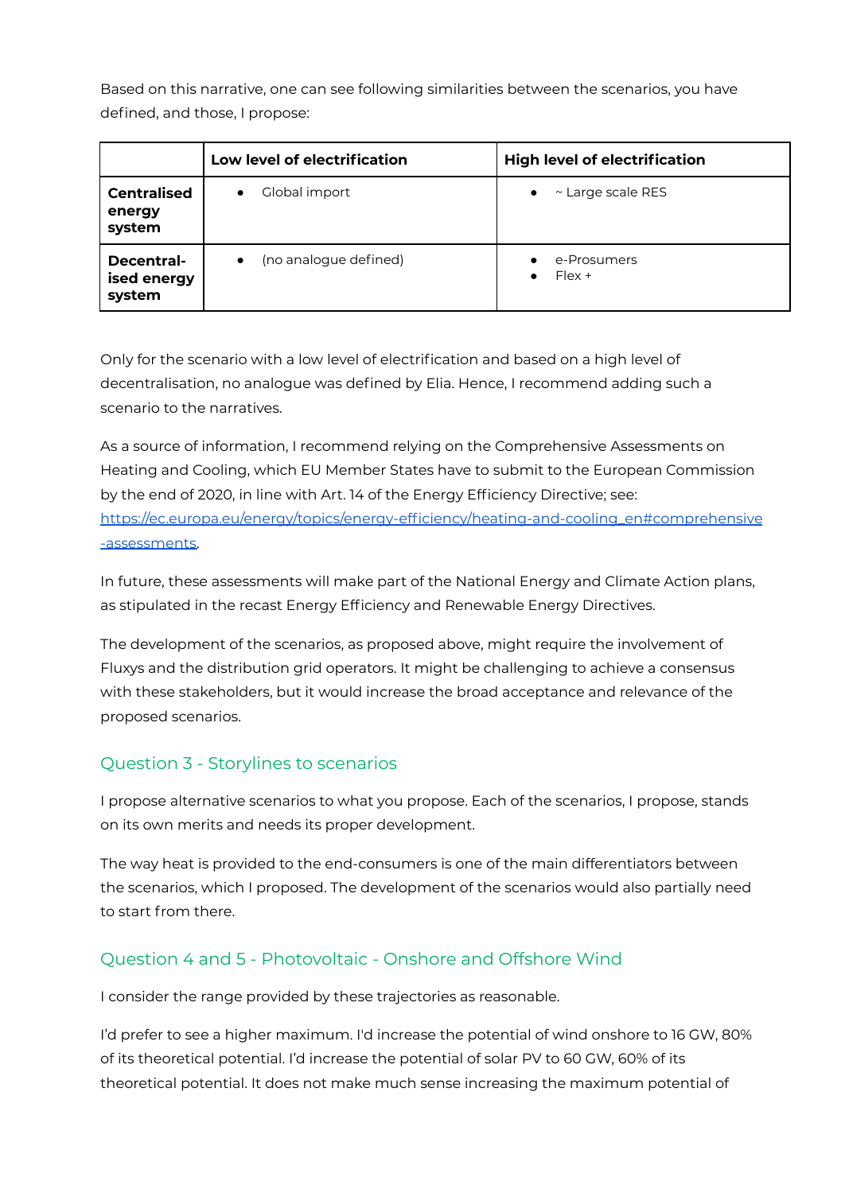Based on this narrative, one can see following similarities between the scenarios, you have defined, and those, I propose:

| | Low level of electrification | High level of electrification |
|---|---|---|
| **Centralised energy system** | • Global import | • ~ Large scale RES |
| **Decentral-ised energy system** | • (no analogue defined) | • e-Prosumers<br>• Flex + |

Only for the scenario with a low level of electrification and based on a high level of decentralisation, no analogue was defined by Elia. Hence, I recommend adding such a scenario to the narratives.

As a source of information, I recommend relying on the Comprehensive Assessments on Heating and Cooling, which EU Member States have to submit to the European Commission by the end of 2020, in line with Art. 14 of the Energy Efficiency Directive; see: [https://ec.europa.eu/energy/topics/energy-efficiency/heating-and-cooling_en#comprehensive-assessments](https://ec.europa.eu/energy/topics/energy-efficiency/heating-and-cooling_en#comprehensive-assessments).

In future, these assessments will make part of the National Energy and Climate Action plans, as stipulated in the recast Energy Efficiency and Renewable Energy Directives.

The development of the scenarios, as proposed above, might require the involvement of Fluxys and the distribution grid operators. It might be challenging to achieve a consensus with these stakeholders, but it would increase the broad acceptance and relevance of the proposed scenarios.

## Question 3 - Storylines to scenarios

I propose alternative scenarios to what you propose. Each of the scenarios, I propose, stands on its own merits and needs its proper development.

The way heat is provided to the end-consumers is one of the main differentiators between the scenarios, which I proposed. The development of the scenarios would also partially need to start from there.

## Question 4 and 5 - Photovoltaic - Onshore and Offshore Wind

I consider the range provided by these trajectories as reasonable.

I'd prefer to see a higher maximum. I'd increase the potential of wind onshore to 16 GW, 80% of its theoretical potential. I'd increase the potential of solar PV to 60 GW, 60% of its theoretical potential. It does not make much sense increasing the maximum potential of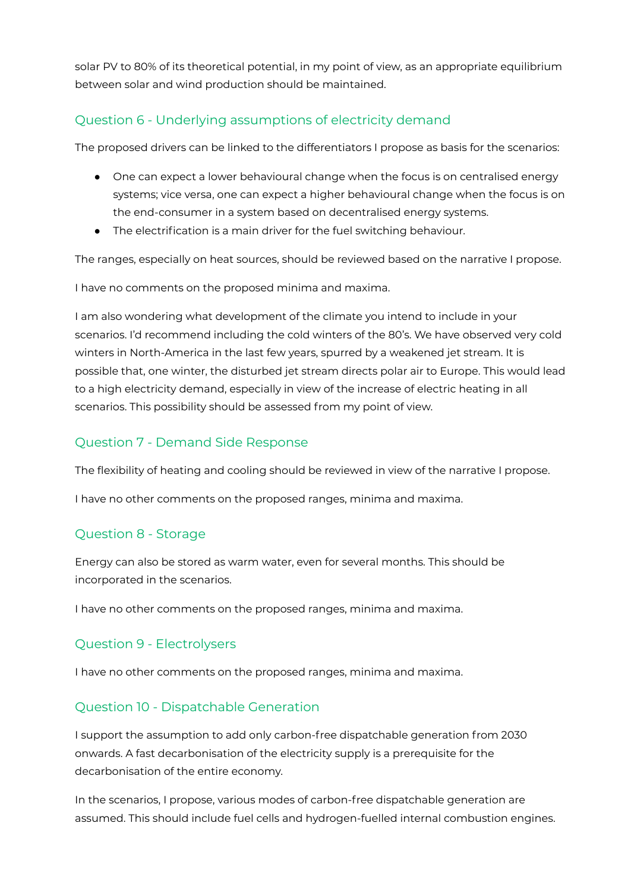solar PV to 80% of its theoretical potential, in my point of view, as an appropriate equilibrium between solar and wind production should be maintained.

## Question 6 - Underlying assumptions of electricity demand

The proposed drivers can be linked to the differentiators I propose as basis for the scenarios:

- One can expect a lower behavioural change when the focus is on centralised energy systems; vice versa, one can expect a higher behavioural change when the focus is on the end-consumer in a system based on decentralised energy systems.
- The electrification is a main driver for the fuel switching behaviour.

The ranges, especially on heat sources, should be reviewed based on the narrative I propose.

I have no comments on the proposed minima and maxima.

I am also wondering what development of the climate you intend to include in your scenarios. I'd recommend including the cold winters of the 80's. We have observed very cold winters in North-America in the last few years, spurred by a weakened jet stream. It is possible that, one winter, the disturbed jet stream directs polar air to Europe. This would lead to a high electricity demand, especially in view of the increase of electric heating in all scenarios. This possibility should be assessed from my point of view.

## Question 7 - Demand Side Response

The flexibility of heating and cooling should be reviewed in view of the narrative I propose.

I have no other comments on the proposed ranges, minima and maxima.

## Question 8 - Storage

Energy can also be stored as warm water, even for several months. This should be incorporated in the scenarios.

I have no other comments on the proposed ranges, minima and maxima.

## Question 9 - Electrolysers

I have no other comments on the proposed ranges, minima and maxima.

## Question 10 - Dispatchable Generation

I support the assumption to add only carbon-free dispatchable generation from 2030 onwards. A fast decarbonisation of the electricity supply is a prerequisite for the decarbonisation of the entire economy.

In the scenarios, I propose, various modes of carbon-free dispatchable generation are assumed. This should include fuel cells and hydrogen-fuelled internal combustion engines.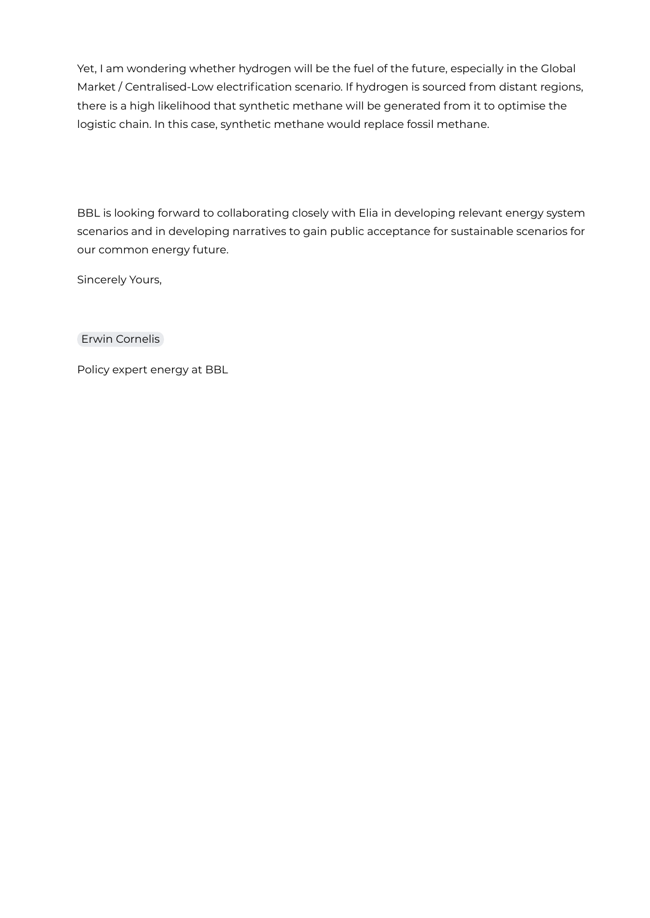Yet, I am wondering whether hydrogen will be the fuel of the future, especially in the Global Market / Centralised-Low electrification scenario. If hydrogen is sourced from distant regions, there is a high likelihood that synthetic methane will be generated from it to optimise the logistic chain. In this case, synthetic methane would replace fossil methane.

BBL is looking forward to collaborating closely with Elia in developing relevant energy system scenarios and in developing narratives to gain public acceptance for sustainable scenarios for our common energy future.

Sincerely Yours,

Erwin Cornelis

Policy expert energy at BBL